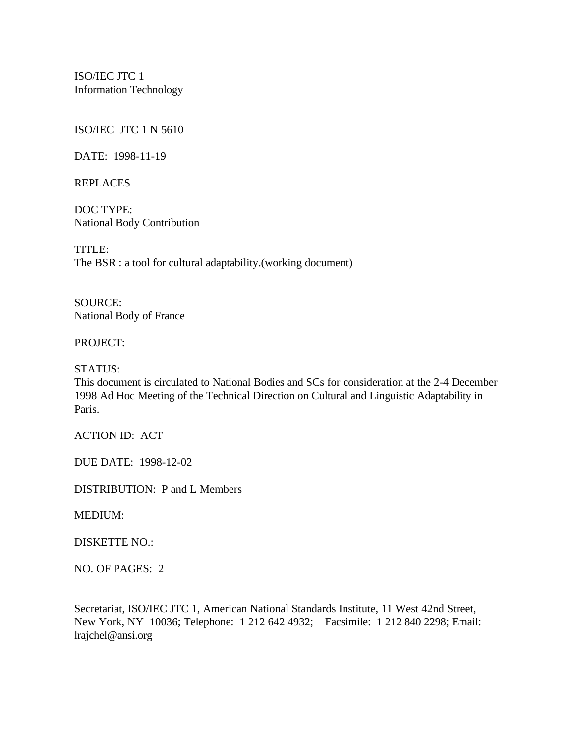ISO/IEC JTC 1
Information Technology

ISO/IEC JTC 1 N 5610

DATE: 1998-11-19

REPLACES

DOC TYPE:
National Body Contribution

TITLE:
The BSR : a tool for cultural adaptability.(working document)

SOURCE:
National Body of France

PROJECT:

STATUS:
This document is circulated to National Bodies and SCs for consideration at the 2-4 December 1998 Ad Hoc Meeting of the Technical Direction on Cultural and Linguistic Adaptability in Paris.

ACTION ID: ACT

DUE DATE: 1998-12-02

DISTRIBUTION: P and L Members

MEDIUM:

DISKETTE NO.:

NO. OF PAGES: 2

Secretariat, ISO/IEC JTC 1, American National Standards Institute, 11 West 42nd Street, New York, NY 10036; Telephone: 1 212 642 4932; Facsimile: 1 212 840 2298; Email: lrajchel@ansi.org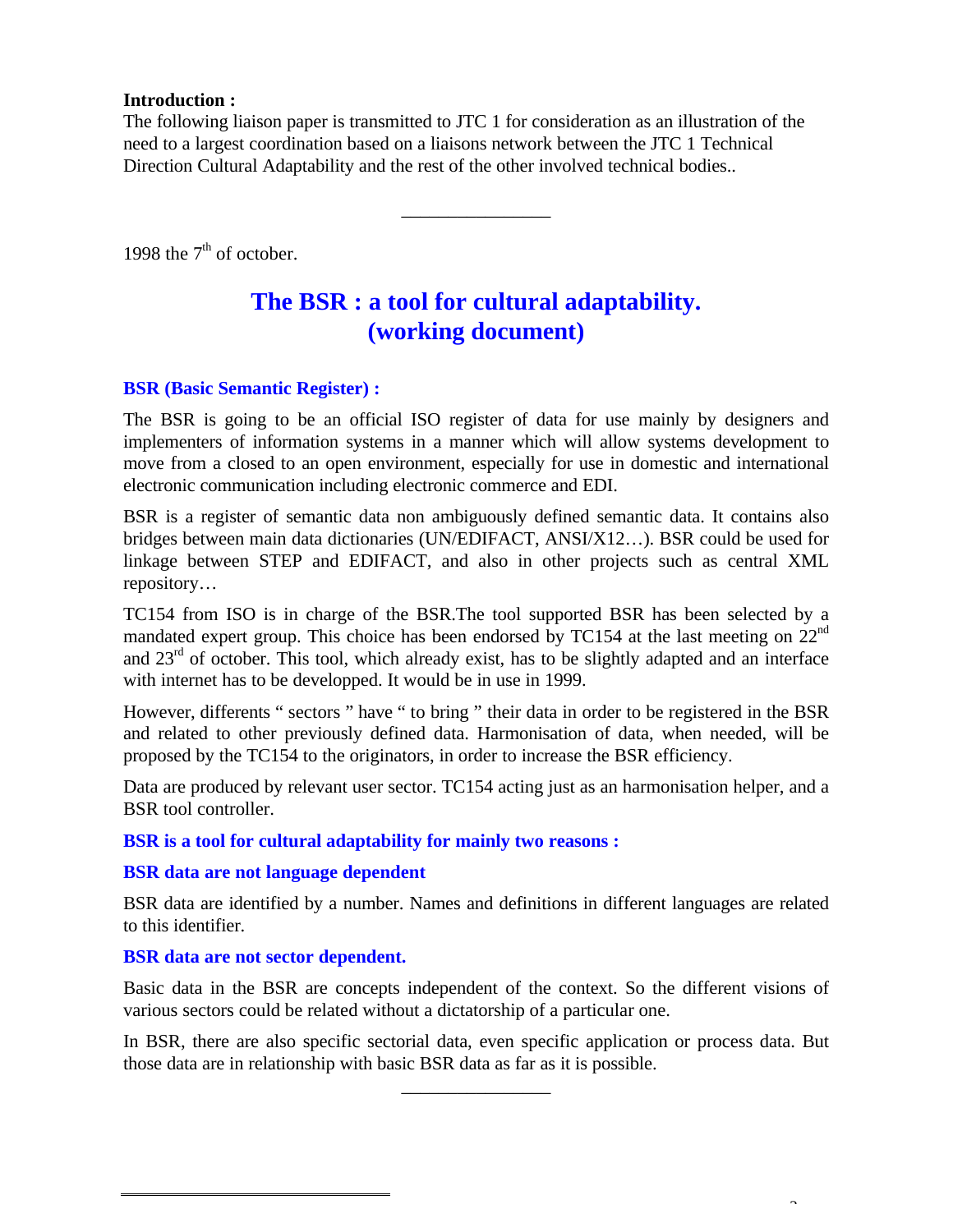**Introduction :**

The following liaison paper is transmitted to JTC 1 for consideration as an illustration of the need to a largest coordination based on a liaisons network between the JTC 1 Technical Direction Cultural Adaptability and the rest of the other involved technical bodies..

---

1998 the 7th of october.

# The BSR : a tool for cultural adaptability. (working document)

### BSR (Basic Semantic Register) :

The BSR is going to be an official ISO register of data for use mainly by designers and implementers of information systems in a manner which will allow systems development to move from a closed to an open environment, especially for use in domestic and international electronic communication including electronic commerce and EDI.

BSR is a register of semantic data non ambiguously defined semantic data. It contains also bridges between main data dictionaries (UN/EDIFACT, ANSI/X12…). BSR could be used for linkage between STEP and EDIFACT, and also in other projects such as central XML repository…

TC154 from ISO is in charge of the BSR.The tool supported BSR has been selected by a mandated expert group. This choice has been endorsed by TC154 at the last meeting on 22nd and 23rd of october. This tool, which already exist, has to be slightly adapted and an interface with internet has to be developped. It would be in use in 1999.

However, differents " sectors " have " to bring " their data in order to be registered in the BSR and related to other previously defined data. Harmonisation of data, when needed, will be proposed by the TC154 to the originators, in order to increase the BSR efficiency.

Data are produced by relevant user sector. TC154 acting just as an harmonisation helper, and a BSR tool controller.

### BSR is a tool for cultural adaptability for mainly two reasons :

### BSR data are not language dependent

BSR data are identified by a number. Names and definitions in different languages are related to this identifier.

### BSR data are not sector dependent.

Basic data in the BSR are concepts independent of the context. So the different visions of various sectors could be related without a dictatorship of a particular one.

In BSR, there are also specific sectorial data, even specific application or process data. But those data are in relationship with basic BSR data as far as it is possible.

---